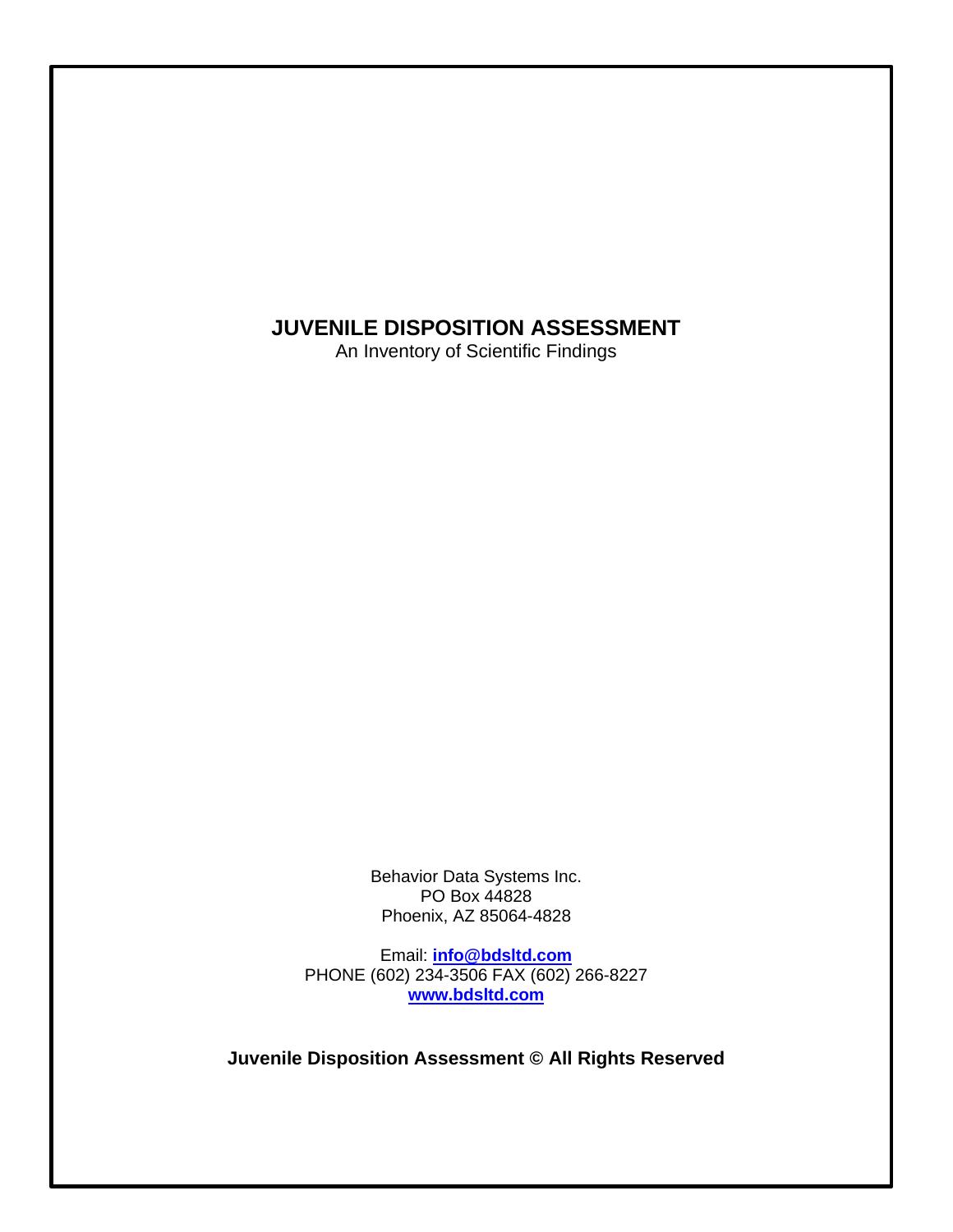# JUVENILE DISPOSITION ASSESSMENT

An Inventory of Scientific Findings

Behavior Data Systems Inc.
PO Box 44828
Phoenix, AZ 85064-4828

Email: **info@bdsltd.com**
PHONE (602) 234-3506 FAX (602) 266-8227
**www.bdsltd.com**

**Juvenile Disposition Assessment © All Rights Reserved**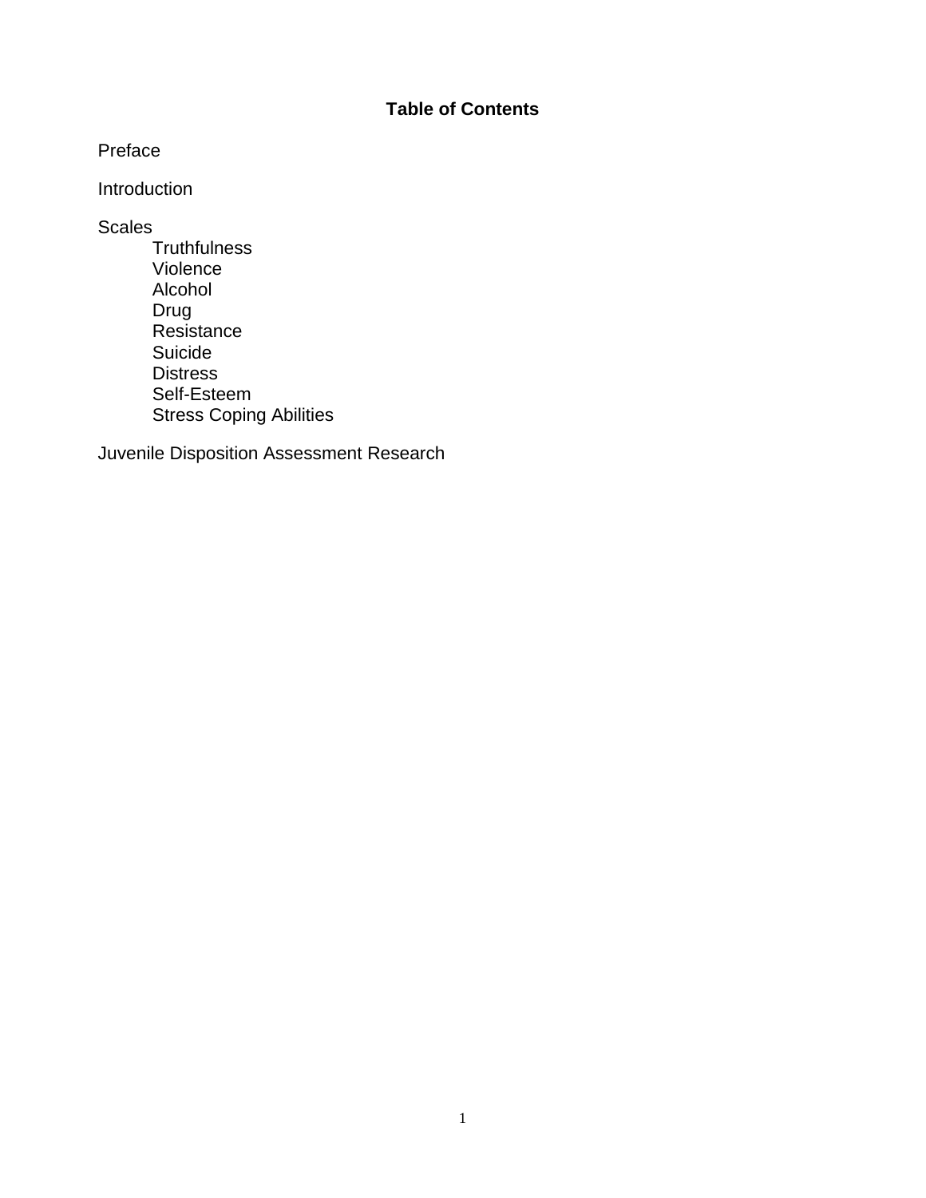## Table of Contents

Preface

Introduction

Scales

- Truthfulness
- Violence
- Alcohol
- Drug
- Resistance
- Suicide
- Distress
- Self-Esteem
- Stress Coping Abilities

Juvenile Disposition Assessment Research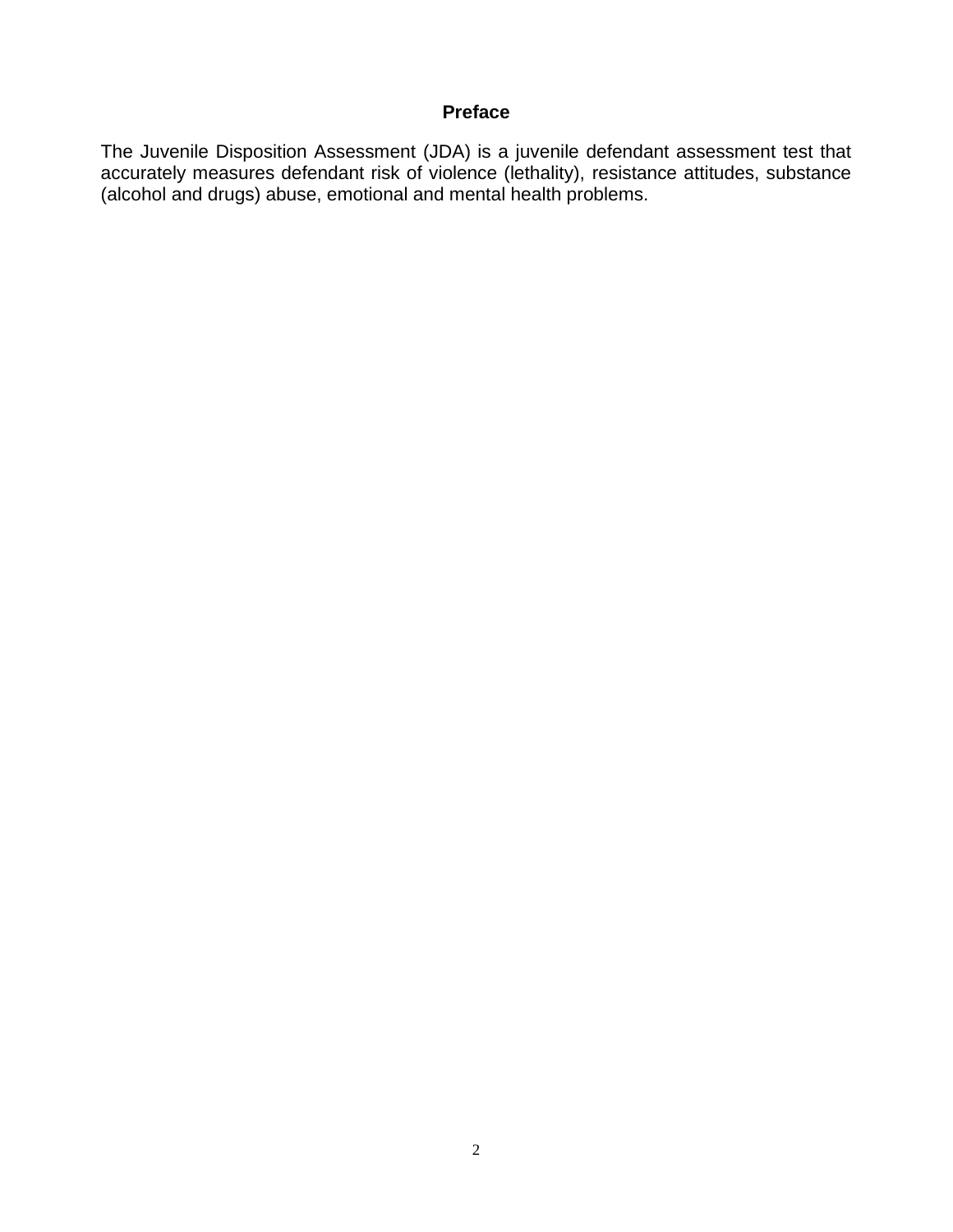# Preface

The Juvenile Disposition Assessment (JDA) is a juvenile defendant assessment test that accurately measures defendant risk of violence (lethality), resistance attitudes, substance (alcohol and drugs) abuse, emotional and mental health problems.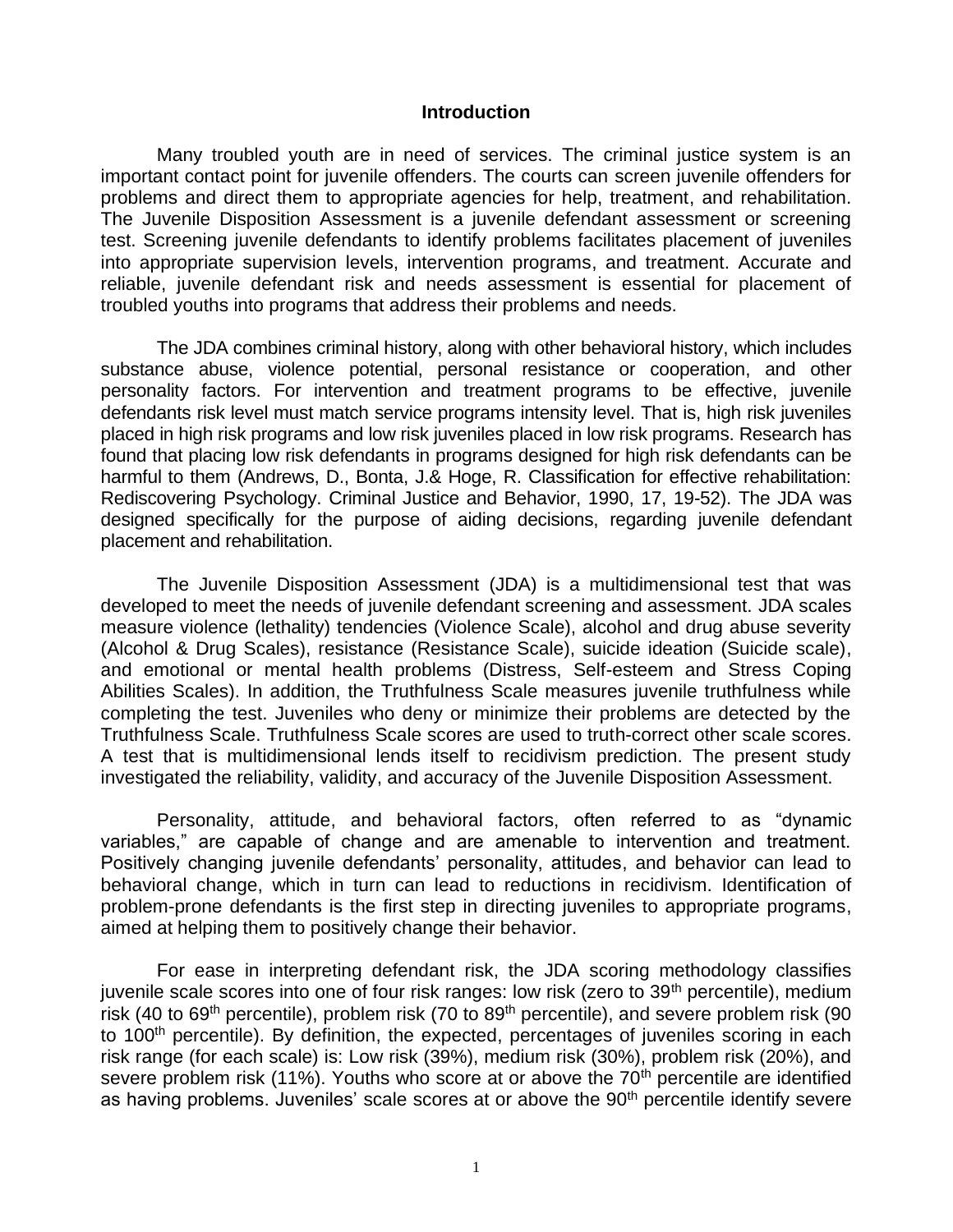## Introduction

Many troubled youth are in need of services. The criminal justice system is an important contact point for juvenile offenders. The courts can screen juvenile offenders for problems and direct them to appropriate agencies for help, treatment, and rehabilitation. The Juvenile Disposition Assessment is a juvenile defendant assessment or screening test. Screening juvenile defendants to identify problems facilitates placement of juveniles into appropriate supervision levels, intervention programs, and treatment. Accurate and reliable, juvenile defendant risk and needs assessment is essential for placement of troubled youths into programs that address their problems and needs.

The JDA combines criminal history, along with other behavioral history, which includes substance abuse, violence potential, personal resistance or cooperation, and other personality factors. For intervention and treatment programs to be effective, juvenile defendants risk level must match service programs intensity level. That is, high risk juveniles placed in high risk programs and low risk juveniles placed in low risk programs. Research has found that placing low risk defendants in programs designed for high risk defendants can be harmful to them (Andrews, D., Bonta, J.& Hoge, R. Classification for effective rehabilitation: Rediscovering Psychology. Criminal Justice and Behavior, 1990, 17, 19-52). The JDA was designed specifically for the purpose of aiding decisions, regarding juvenile defendant placement and rehabilitation.

The Juvenile Disposition Assessment (JDA) is a multidimensional test that was developed to meet the needs of juvenile defendant screening and assessment. JDA scales measure violence (lethality) tendencies (Violence Scale), alcohol and drug abuse severity (Alcohol & Drug Scales), resistance (Resistance Scale), suicide ideation (Suicide scale), and emotional or mental health problems (Distress, Self-esteem and Stress Coping Abilities Scales). In addition, the Truthfulness Scale measures juvenile truthfulness while completing the test. Juveniles who deny or minimize their problems are detected by the Truthfulness Scale. Truthfulness Scale scores are used to truth-correct other scale scores. A test that is multidimensional lends itself to recidivism prediction. The present study investigated the reliability, validity, and accuracy of the Juvenile Disposition Assessment.

Personality, attitude, and behavioral factors, often referred to as "dynamic variables," are capable of change and are amenable to intervention and treatment. Positively changing juvenile defendants' personality, attitudes, and behavior can lead to behavioral change, which in turn can lead to reductions in recidivism. Identification of problem-prone defendants is the first step in directing juveniles to appropriate programs, aimed at helping them to positively change their behavior.

For ease in interpreting defendant risk, the JDA scoring methodology classifies juvenile scale scores into one of four risk ranges: low risk (zero to 39th percentile), medium risk (40 to 69th percentile), problem risk (70 to 89th percentile), and severe problem risk (90 to 100th percentile). By definition, the expected, percentages of juveniles scoring in each risk range (for each scale) is: Low risk (39%), medium risk (30%), problem risk (20%), and severe problem risk (11%). Youths who score at or above the 70th percentile are identified as having problems. Juveniles' scale scores at or above the 90th percentile identify severe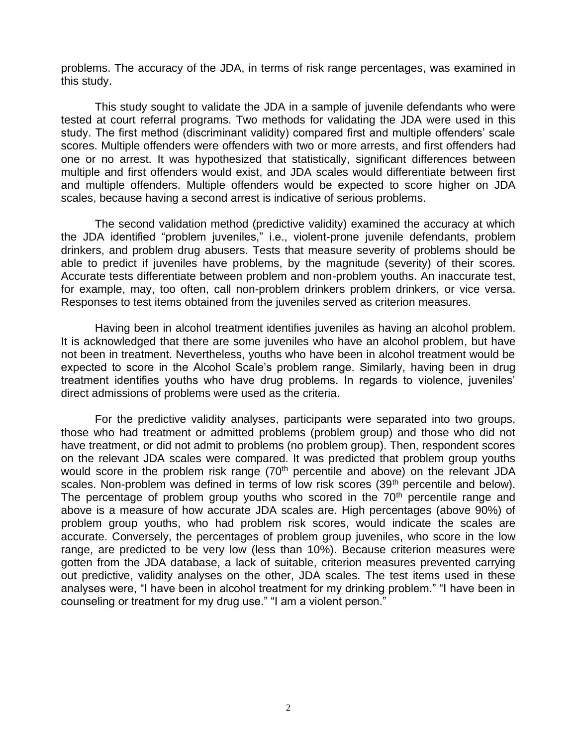problems. The accuracy of the JDA, in terms of risk range percentages, was examined in this study.

This study sought to validate the JDA in a sample of juvenile defendants who were tested at court referral programs. Two methods for validating the JDA were used in this study. The first method (discriminant validity) compared first and multiple offenders' scale scores. Multiple offenders were offenders with two or more arrests, and first offenders had one or no arrest. It was hypothesized that statistically, significant differences between multiple and first offenders would exist, and JDA scales would differentiate between first and multiple offenders. Multiple offenders would be expected to score higher on JDA scales, because having a second arrest is indicative of serious problems.

The second validation method (predictive validity) examined the accuracy at which the JDA identified "problem juveniles," i.e., violent-prone juvenile defendants, problem drinkers, and problem drug abusers. Tests that measure severity of problems should be able to predict if juveniles have problems, by the magnitude (severity) of their scores. Accurate tests differentiate between problem and non-problem youths. An inaccurate test, for example, may, too often, call non-problem drinkers problem drinkers, or vice versa. Responses to test items obtained from the juveniles served as criterion measures.

Having been in alcohol treatment identifies juveniles as having an alcohol problem. It is acknowledged that there are some juveniles who have an alcohol problem, but have not been in treatment. Nevertheless, youths who have been in alcohol treatment would be expected to score in the Alcohol Scale's problem range. Similarly, having been in drug treatment identifies youths who have drug problems. In regards to violence, juveniles' direct admissions of problems were used as the criteria.

For the predictive validity analyses, participants were separated into two groups, those who had treatment or admitted problems (problem group) and those who did not have treatment, or did not admit to problems (no problem group). Then, respondent scores on the relevant JDA scales were compared. It was predicted that problem group youths would score in the problem risk range (70th percentile and above) on the relevant JDA scales. Non-problem was defined in terms of low risk scores (39th percentile and below). The percentage of problem group youths who scored in the 70th percentile range and above is a measure of how accurate JDA scales are. High percentages (above 90%) of problem group youths, who had problem risk scores, would indicate the scales are accurate. Conversely, the percentages of problem group juveniles, who score in the low range, are predicted to be very low (less than 10%). Because criterion measures were gotten from the JDA database, a lack of suitable, criterion measures prevented carrying out predictive, validity analyses on the other, JDA scales. The test items used in these analyses were, "I have been in alcohol treatment for my drinking problem." "I have been in counseling or treatment for my drug use." "I am a violent person."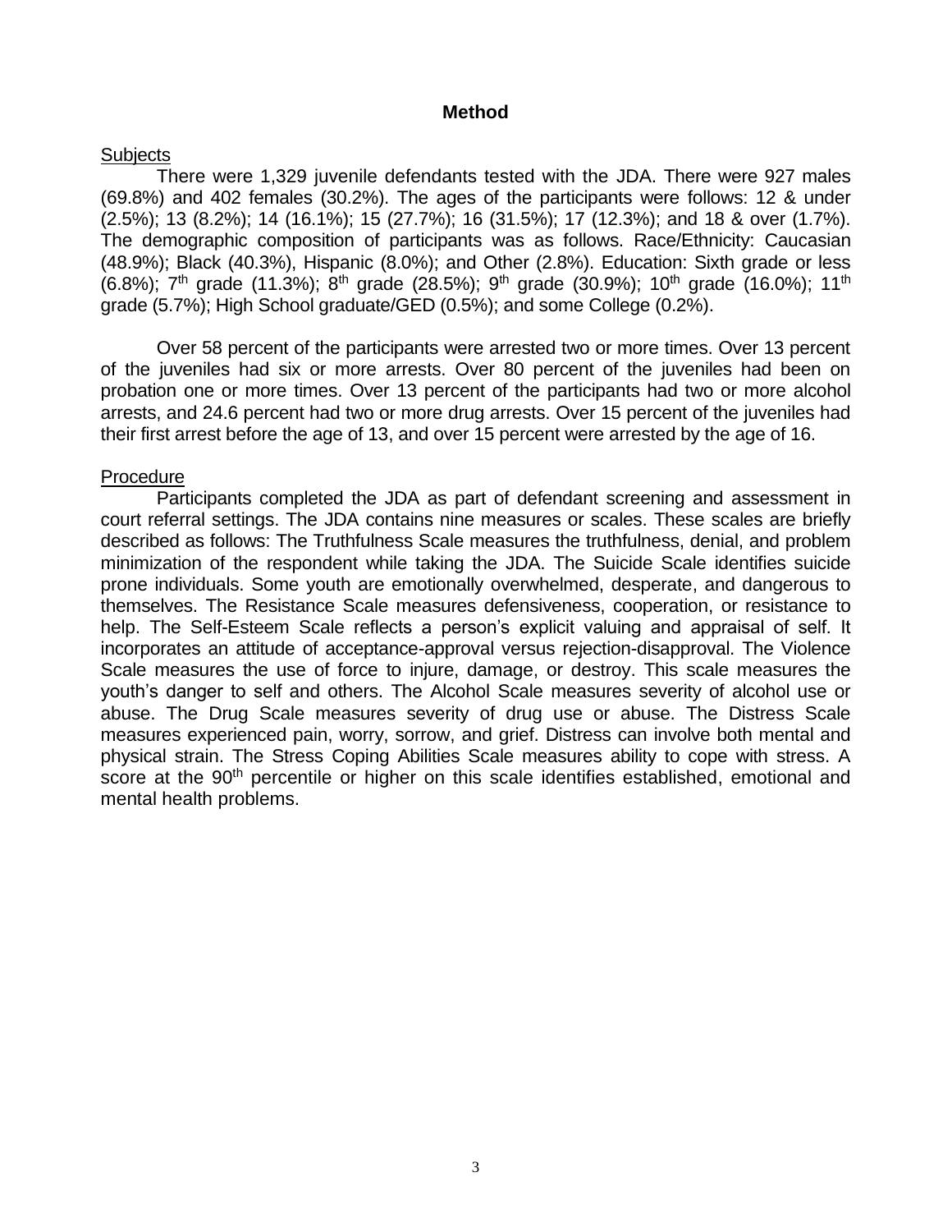## Method

Subjects

There were 1,329 juvenile defendants tested with the JDA. There were 927 males (69.8%) and 402 females (30.2%). The ages of the participants were follows: 12 & under (2.5%); 13 (8.2%); 14 (16.1%); 15 (27.7%); 16 (31.5%); 17 (12.3%); and 18 & over (1.7%). The demographic composition of participants was as follows. Race/Ethnicity: Caucasian (48.9%); Black (40.3%), Hispanic (8.0%); and Other (2.8%). Education: Sixth grade or less (6.8%); 7$^{th}$ grade (11.3%); 8$^{th}$ grade (28.5%); 9$^{th}$ grade (30.9%); 10$^{th}$ grade (16.0%); 11$^{th}$ grade (5.7%); High School graduate/GED (0.5%); and some College (0.2%).

Over 58 percent of the participants were arrested two or more times. Over 13 percent of the juveniles had six or more arrests. Over 80 percent of the juveniles had been on probation one or more times. Over 13 percent of the participants had two or more alcohol arrests, and 24.6 percent had two or more drug arrests. Over 15 percent of the juveniles had their first arrest before the age of 13, and over 15 percent were arrested by the age of 16.

Procedure

Participants completed the JDA as part of defendant screening and assessment in court referral settings. The JDA contains nine measures or scales. These scales are briefly described as follows: The Truthfulness Scale measures the truthfulness, denial, and problem minimization of the respondent while taking the JDA. The Suicide Scale identifies suicide prone individuals. Some youth are emotionally overwhelmed, desperate, and dangerous to themselves. The Resistance Scale measures defensiveness, cooperation, or resistance to help. The Self-Esteem Scale reflects a person's explicit valuing and appraisal of self. It incorporates an attitude of acceptance-approval versus rejection-disapproval. The Violence Scale measures the use of force to injure, damage, or destroy. This scale measures the youth's danger to self and others. The Alcohol Scale measures severity of alcohol use or abuse. The Drug Scale measures severity of drug use or abuse. The Distress Scale measures experienced pain, worry, sorrow, and grief. Distress can involve both mental and physical strain. The Stress Coping Abilities Scale measures ability to cope with stress. A score at the 90$^{th}$ percentile or higher on this scale identifies established, emotional and mental health problems.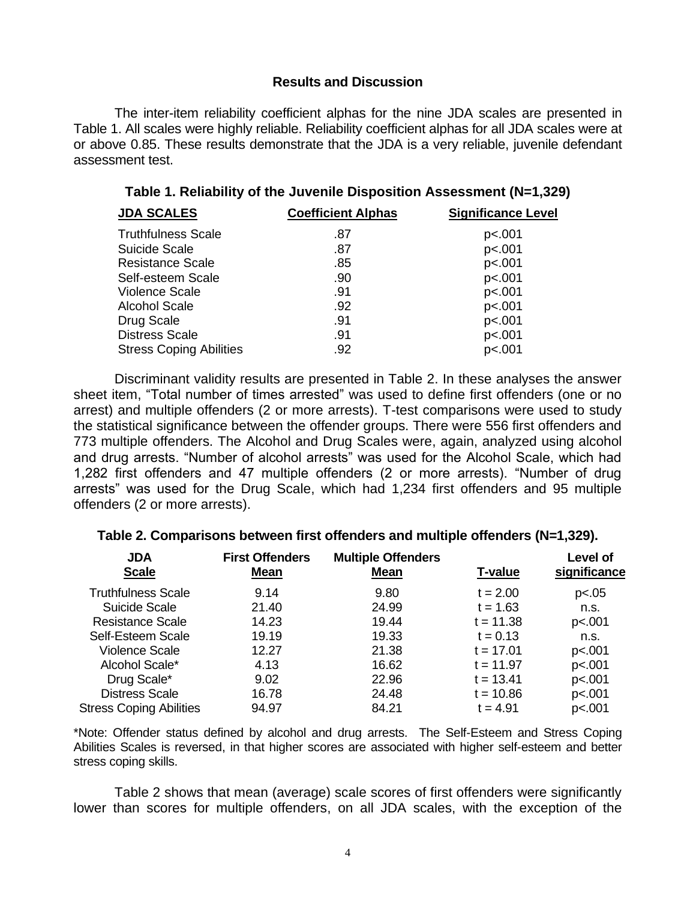## Results and Discussion

The inter-item reliability coefficient alphas for the nine JDA scales are presented in Table 1. All scales were highly reliable. Reliability coefficient alphas for all JDA scales were at or above 0.85. These results demonstrate that the JDA is a very reliable, juvenile defendant assessment test.

**Table 1. Reliability of the Juvenile Disposition Assessment (N=1,329)**

| JDA SCALES | Coefficient Alphas | Significance Level |
|---|---|---|
| Truthfulness Scale | .87 | p<.001 |
| Suicide Scale | .87 | p<.001 |
| Resistance Scale | .85 | p<.001 |
| Self-esteem Scale | .90 | p<.001 |
| Violence Scale | .91 | p<.001 |
| Alcohol Scale | .92 | p<.001 |
| Drug Scale | .91 | p<.001 |
| Distress Scale | .91 | p<.001 |
| Stress Coping Abilities | .92 | p<.001 |

Discriminant validity results are presented in Table 2. In these analyses the answer sheet item, "Total number of times arrested" was used to define first offenders (one or no arrest) and multiple offenders (2 or more arrests). T-test comparisons were used to study the statistical significance between the offender groups. There were 556 first offenders and 773 multiple offenders. The Alcohol and Drug Scales were, again, analyzed using alcohol and drug arrests. "Number of alcohol arrests" was used for the Alcohol Scale, which had 1,282 first offenders and 47 multiple offenders (2 or more arrests). "Number of drug arrests" was used for the Drug Scale, which had 1,234 first offenders and 95 multiple offenders (2 or more arrests).

**Table 2. Comparisons between first offenders and multiple offenders (N=1,329).**

| JDA Scale | First Offenders Mean | Multiple Offenders Mean | T-value | Level of significance |
|---|---|---|---|---|
| Truthfulness Scale | 9.14 | 9.80 | t = 2.00 | p<.05 |
| Suicide Scale | 21.40 | 24.99 | t = 1.63 | n.s. |
| Resistance Scale | 14.23 | 19.44 | t = 11.38 | p<.001 |
| Self-Esteem Scale | 19.19 | 19.33 | t = 0.13 | n.s. |
| Violence Scale | 12.27 | 21.38 | t = 17.01 | p<.001 |
| Alcohol Scale* | 4.13 | 16.62 | t = 11.97 | p<.001 |
| Drug Scale* | 9.02 | 22.96 | t = 13.41 | p<.001 |
| Distress Scale | 16.78 | 24.48 | t = 10.86 | p<.001 |
| Stress Coping Abilities | 94.97 | 84.21 | t = 4.91 | p<.001 |

*Note: Offender status defined by alcohol and drug arrests. The Self-Esteem and Stress Coping Abilities Scales is reversed, in that higher scores are associated with higher self-esteem and better stress coping skills.

Table 2 shows that mean (average) scale scores of first offenders were significantly lower than scores for multiple offenders, on all JDA scales, with the exception of the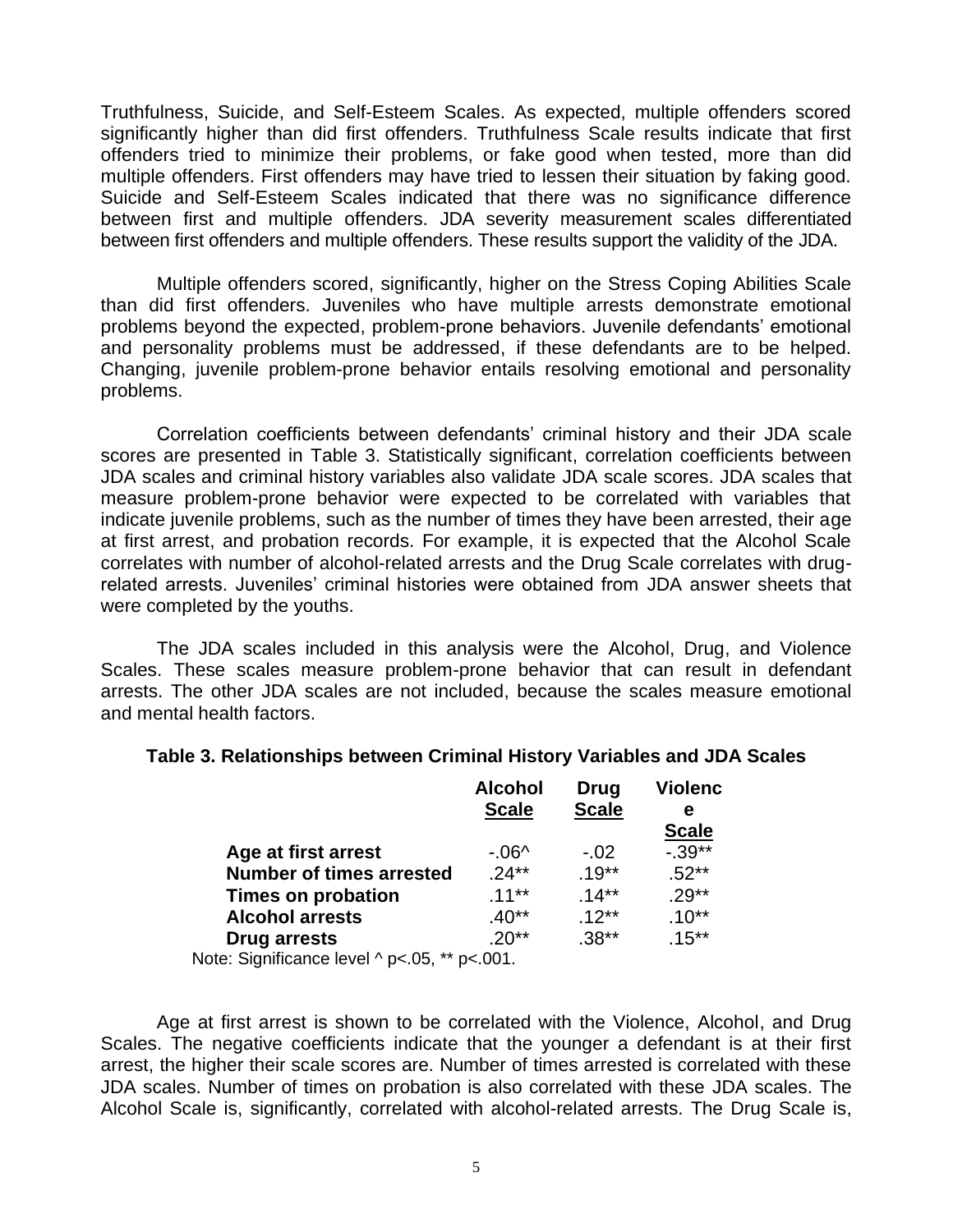Truthfulness, Suicide, and Self-Esteem Scales. As expected, multiple offenders scored significantly higher than did first offenders. Truthfulness Scale results indicate that first offenders tried to minimize their problems, or fake good when tested, more than did multiple offenders. First offenders may have tried to lessen their situation by faking good. Suicide and Self-Esteem Scales indicated that there was no significance difference between first and multiple offenders. JDA severity measurement scales differentiated between first offenders and multiple offenders. These results support the validity of the JDA.

Multiple offenders scored, significantly, higher on the Stress Coping Abilities Scale than did first offenders. Juveniles who have multiple arrests demonstrate emotional problems beyond the expected, problem-prone behaviors. Juvenile defendants' emotional and personality problems must be addressed, if these defendants are to be helped. Changing, juvenile problem-prone behavior entails resolving emotional and personality problems.

Correlation coefficients between defendants' criminal history and their JDA scale scores are presented in Table 3. Statistically significant, correlation coefficients between JDA scales and criminal history variables also validate JDA scale scores. JDA scales that measure problem-prone behavior were expected to be correlated with variables that indicate juvenile problems, such as the number of times they have been arrested, their age at first arrest, and probation records. For example, it is expected that the Alcohol Scale correlates with number of alcohol-related arrests and the Drug Scale correlates with drug-related arrests. Juveniles' criminal histories were obtained from JDA answer sheets that were completed by the youths.

The JDA scales included in this analysis were the Alcohol, Drug, and Violence Scales. These scales measure problem-prone behavior that can result in defendant arrests. The other JDA scales are not included, because the scales measure emotional and mental health factors.

**Table 3. Relationships between Criminal History Variables and JDA Scales**

| | **Alcohol Scale** | **Drug Scale** | **Violence Scale** |
|---|---|---|---|
| **Age at first arrest** | -.06^ | -.02 | -.39** |
| **Number of times arrested** | .24** | .19** | .52** |
| **Times on probation** | .11** | .14** | .29** |
| **Alcohol arrests** | .40** | .12** | .10** |
| **Drug arrests** | .20** | .38** | .15** |

Note: Significance level ^ $p<.05$, ** $p<.001$.

Age at first arrest is shown to be correlated with the Violence, Alcohol, and Drug Scales. The negative coefficients indicate that the younger a defendant is at their first arrest, the higher their scale scores are. Number of times arrested is correlated with these JDA scales. Number of times on probation is also correlated with these JDA scales. The Alcohol Scale is, significantly, correlated with alcohol-related arrests. The Drug Scale is,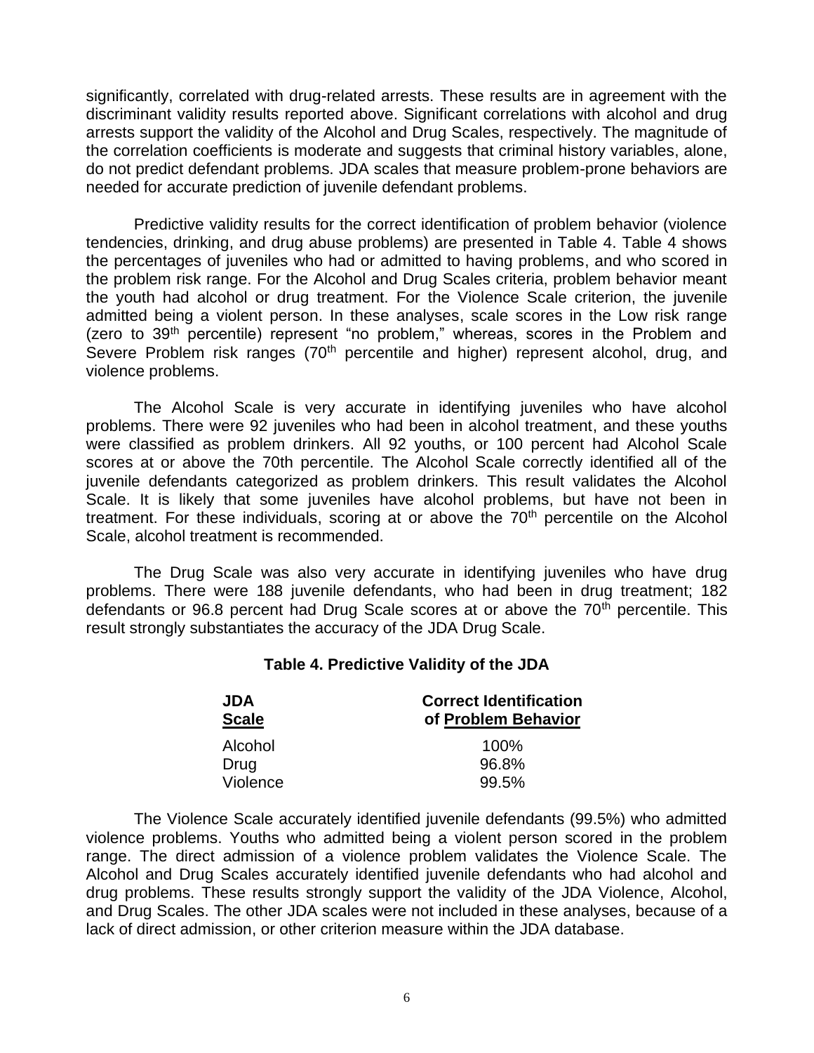significantly, correlated with drug-related arrests. These results are in agreement with the discriminant validity results reported above. Significant correlations with alcohol and drug arrests support the validity of the Alcohol and Drug Scales, respectively. The magnitude of the correlation coefficients is moderate and suggests that criminal history variables, alone, do not predict defendant problems. JDA scales that measure problem-prone behaviors are needed for accurate prediction of juvenile defendant problems.

Predictive validity results for the correct identification of problem behavior (violence tendencies, drinking, and drug abuse problems) are presented in Table 4. Table 4 shows the percentages of juveniles who had or admitted to having problems, and who scored in the problem risk range. For the Alcohol and Drug Scales criteria, problem behavior meant the youth had alcohol or drug treatment. For the Violence Scale criterion, the juvenile admitted being a violent person. In these analyses, scale scores in the Low risk range (zero to 39th percentile) represent "no problem," whereas, scores in the Problem and Severe Problem risk ranges (70th percentile and higher) represent alcohol, drug, and violence problems.

The Alcohol Scale is very accurate in identifying juveniles who have alcohol problems. There were 92 juveniles who had been in alcohol treatment, and these youths were classified as problem drinkers. All 92 youths, or 100 percent had Alcohol Scale scores at or above the 70th percentile. The Alcohol Scale correctly identified all of the juvenile defendants categorized as problem drinkers. This result validates the Alcohol Scale. It is likely that some juveniles have alcohol problems, but have not been in treatment. For these individuals, scoring at or above the 70th percentile on the Alcohol Scale, alcohol treatment is recommended.

The Drug Scale was also very accurate in identifying juveniles who have drug problems. There were 188 juvenile defendants, who had been in drug treatment; 182 defendants or 96.8 percent had Drug Scale scores at or above the 70th percentile. This result strongly substantiates the accuracy of the JDA Drug Scale.

**Table 4. Predictive Validity of the JDA**

| JDA Scale | Correct Identification of Problem Behavior |
|---|---|
| Alcohol | 100% |
| Drug | 96.8% |
| Violence | 99.5% |

The Violence Scale accurately identified juvenile defendants (99.5%) who admitted violence problems. Youths who admitted being a violent person scored in the problem range. The direct admission of a violence problem validates the Violence Scale. The Alcohol and Drug Scales accurately identified juvenile defendants who had alcohol and drug problems. These results strongly support the validity of the JDA Violence, Alcohol, and Drug Scales. The other JDA scales were not included in these analyses, because of a lack of direct admission, or other criterion measure within the JDA database.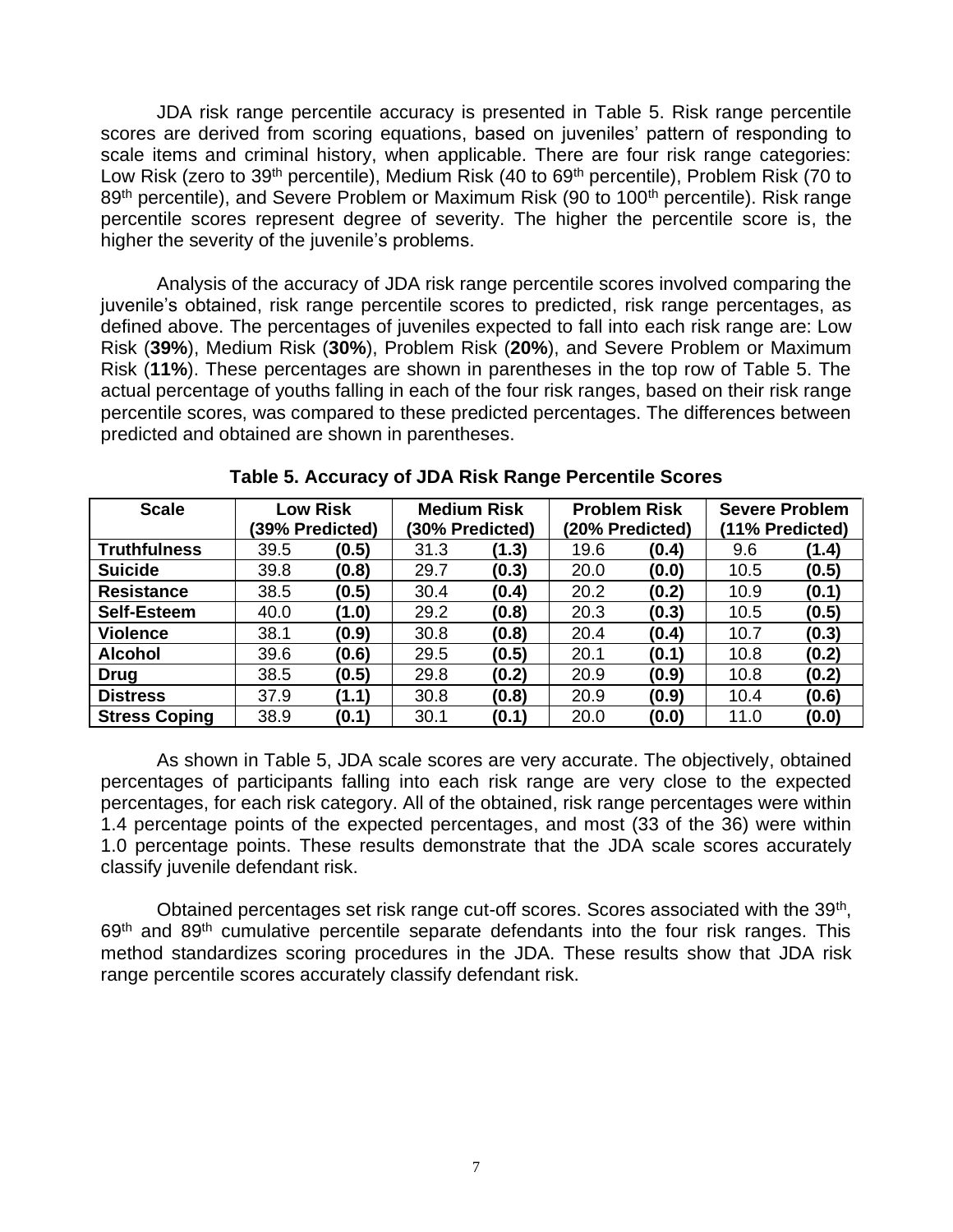JDA risk range percentile accuracy is presented in Table 5. Risk range percentile scores are derived from scoring equations, based on juveniles' pattern of responding to scale items and criminal history, when applicable. There are four risk range categories: Low Risk (zero to 39th percentile), Medium Risk (40 to 69th percentile), Problem Risk (70 to 89th percentile), and Severe Problem or Maximum Risk (90 to 100th percentile). Risk range percentile scores represent degree of severity. The higher the percentile score is, the higher the severity of the juvenile's problems.

Analysis of the accuracy of JDA risk range percentile scores involved comparing the juvenile's obtained, risk range percentile scores to predicted, risk range percentages, as defined above. The percentages of juveniles expected to fall into each risk range are: Low Risk (**39%**), Medium Risk (**30%**), Problem Risk (**20%**), and Severe Problem or Maximum Risk (**11%**). These percentages are shown in parentheses in the top row of Table 5. The actual percentage of youths falling in each of the four risk ranges, based on their risk range percentile scores, was compared to these predicted percentages. The differences between predicted and obtained are shown in parentheses.

**Table 5. Accuracy of JDA Risk Range Percentile Scores**

| Scale | Low Risk (39% Predicted) | | Medium Risk (30% Predicted) | | Problem Risk (20% Predicted) | | Severe Problem (11% Predicted) | |
|---|---|---|---|---|---|---|---|---|
| **Truthfulness** | 39.5 | **(0.5)** | 31.3 | **(1.3)** | 19.6 | **(0.4)** | 9.6 | **(1.4)** |
| **Suicide** | 39.8 | **(0.8)** | 29.7 | **(0.3)** | 20.0 | **(0.0)** | 10.5 | **(0.5)** |
| **Resistance** | 38.5 | **(0.5)** | 30.4 | **(0.4)** | 20.2 | **(0.2)** | 10.9 | **(0.1)** |
| **Self-Esteem** | 40.0 | **(1.0)** | 29.2 | **(0.8)** | 20.3 | **(0.3)** | 10.5 | **(0.5)** |
| **Violence** | 38.1 | **(0.9)** | 30.8 | **(0.8)** | 20.4 | **(0.4)** | 10.7 | **(0.3)** |
| **Alcohol** | 39.6 | **(0.6)** | 29.5 | **(0.5)** | 20.1 | **(0.1)** | 10.8 | **(0.2)** |
| **Drug** | 38.5 | **(0.5)** | 29.8 | **(0.2)** | 20.9 | **(0.9)** | 10.8 | **(0.2)** |
| **Distress** | 37.9 | **(1.1)** | 30.8 | **(0.8)** | 20.9 | **(0.9)** | 10.4 | **(0.6)** |
| **Stress Coping** | 38.9 | **(0.1)** | 30.1 | **(0.1)** | 20.0 | **(0.0)** | 11.0 | **(0.0)** |

As shown in Table 5, JDA scale scores are very accurate. The objectively, obtained percentages of participants falling into each risk range are very close to the expected percentages, for each risk category. All of the obtained, risk range percentages were within 1.4 percentage points of the expected percentages, and most (33 of the 36) were within 1.0 percentage points. These results demonstrate that the JDA scale scores accurately classify juvenile defendant risk.

Obtained percentages set risk range cut-off scores. Scores associated with the 39th, 69th and 89th cumulative percentile separate defendants into the four risk ranges. This method standardizes scoring procedures in the JDA. These results show that JDA risk range percentile scores accurately classify defendant risk.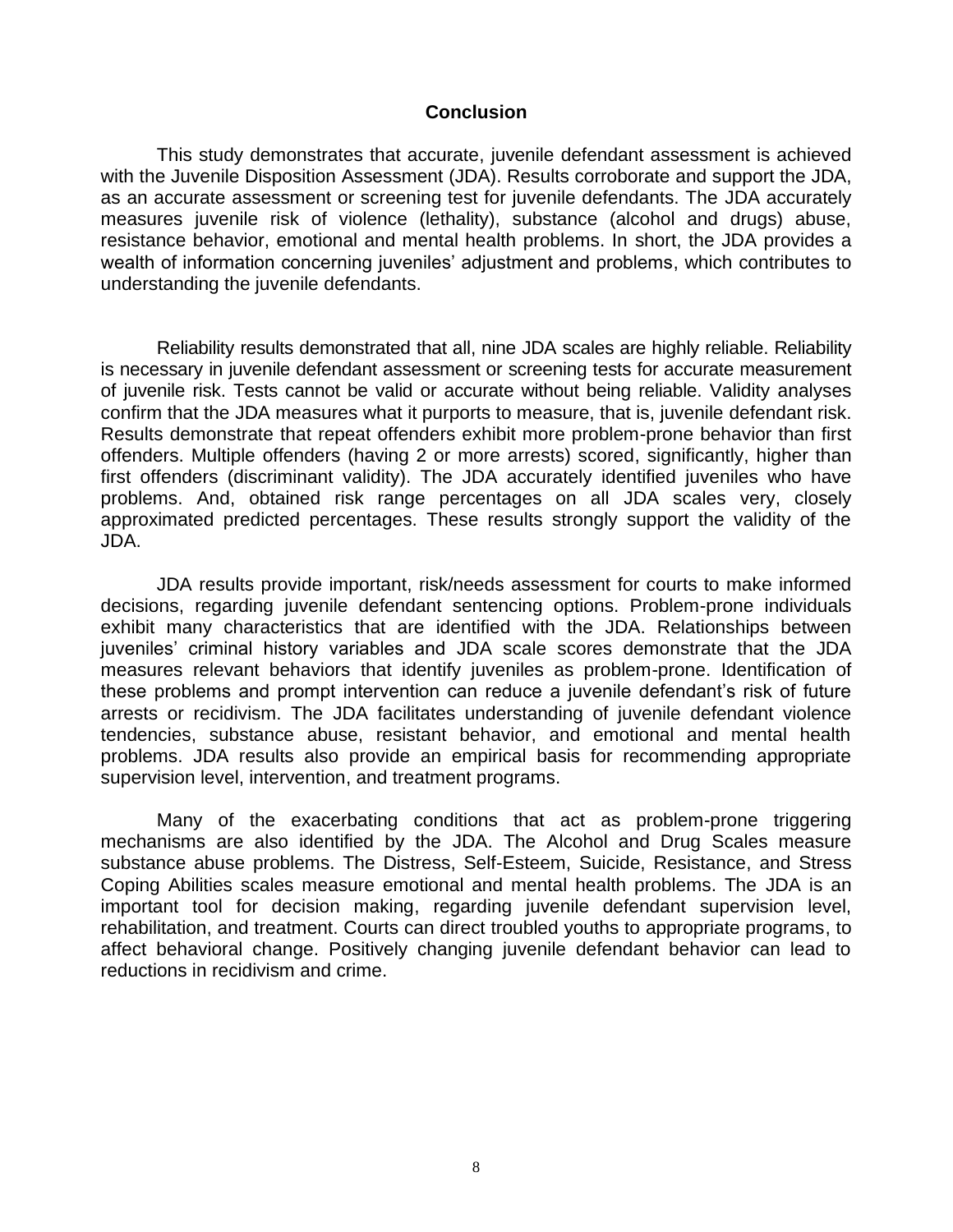## Conclusion

This study demonstrates that accurate, juvenile defendant assessment is achieved with the Juvenile Disposition Assessment (JDA). Results corroborate and support the JDA, as an accurate assessment or screening test for juvenile defendants. The JDA accurately measures juvenile risk of violence (lethality), substance (alcohol and drugs) abuse, resistance behavior, emotional and mental health problems. In short, the JDA provides a wealth of information concerning juveniles' adjustment and problems, which contributes to understanding the juvenile defendants.

Reliability results demonstrated that all, nine JDA scales are highly reliable. Reliability is necessary in juvenile defendant assessment or screening tests for accurate measurement of juvenile risk. Tests cannot be valid or accurate without being reliable. Validity analyses confirm that the JDA measures what it purports to measure, that is, juvenile defendant risk. Results demonstrate that repeat offenders exhibit more problem-prone behavior than first offenders. Multiple offenders (having 2 or more arrests) scored, significantly, higher than first offenders (discriminant validity). The JDA accurately identified juveniles who have problems. And, obtained risk range percentages on all JDA scales very, closely approximated predicted percentages. These results strongly support the validity of the JDA.

JDA results provide important, risk/needs assessment for courts to make informed decisions, regarding juvenile defendant sentencing options. Problem-prone individuals exhibit many characteristics that are identified with the JDA. Relationships between juveniles' criminal history variables and JDA scale scores demonstrate that the JDA measures relevant behaviors that identify juveniles as problem-prone. Identification of these problems and prompt intervention can reduce a juvenile defendant's risk of future arrests or recidivism. The JDA facilitates understanding of juvenile defendant violence tendencies, substance abuse, resistant behavior, and emotional and mental health problems. JDA results also provide an empirical basis for recommending appropriate supervision level, intervention, and treatment programs.

Many of the exacerbating conditions that act as problem-prone triggering mechanisms are also identified by the JDA. The Alcohol and Drug Scales measure substance abuse problems. The Distress, Self-Esteem, Suicide, Resistance, and Stress Coping Abilities scales measure emotional and mental health problems. The JDA is an important tool for decision making, regarding juvenile defendant supervision level, rehabilitation, and treatment. Courts can direct troubled youths to appropriate programs, to affect behavioral change. Positively changing juvenile defendant behavior can lead to reductions in recidivism and crime.